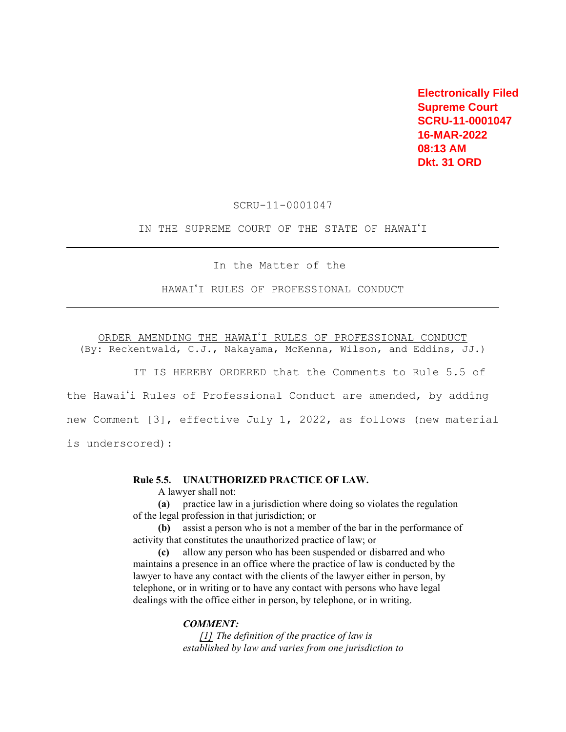Electronically Filed
Supreme Court
SCRU-11-0001047
16-MAR-2022
08:13 AM
Dkt. 31 ORD

SCRU-11-0001047

IN THE SUPREME COURT OF THE STATE OF HAWAIʻI

---

In the Matter of the

HAWAIʻI RULES OF PROFESSIONAL CONDUCT

---

ORDER AMENDING THE HAWAIʻI RULES OF PROFESSIONAL CONDUCT
(By: Reckentwald, C.J., Nakayama, McKenna, Wilson, and Eddins, JJ.)

IT IS HEREBY ORDERED that the Comments to Rule 5.5 of the Hawaiʻi Rules of Professional Conduct are amended, by adding new Comment [3], effective July 1, 2022, as follows (new material is underscored):

**Rule 5.5. UNAUTHORIZED PRACTICE OF LAW.**

A lawyer shall not:

**(a)** practice law in a jurisdiction where doing so violates the regulation of the legal profession in that jurisdiction; or

**(b)** assist a person who is not a member of the bar in the performance of activity that constitutes the unauthorized practice of law; or

**(c)** allow any person who has been suspended or disbarred and who maintains a presence in an office where the practice of law is conducted by the lawyer to have any contact with the clients of the lawyer either in person, by telephone, or in writing or to have any contact with persons who have legal dealings with the office either in person, by telephone, or in writing.

***COMMENT:***

*[1] The definition of the practice of law is established by law and varies from one jurisdiction to*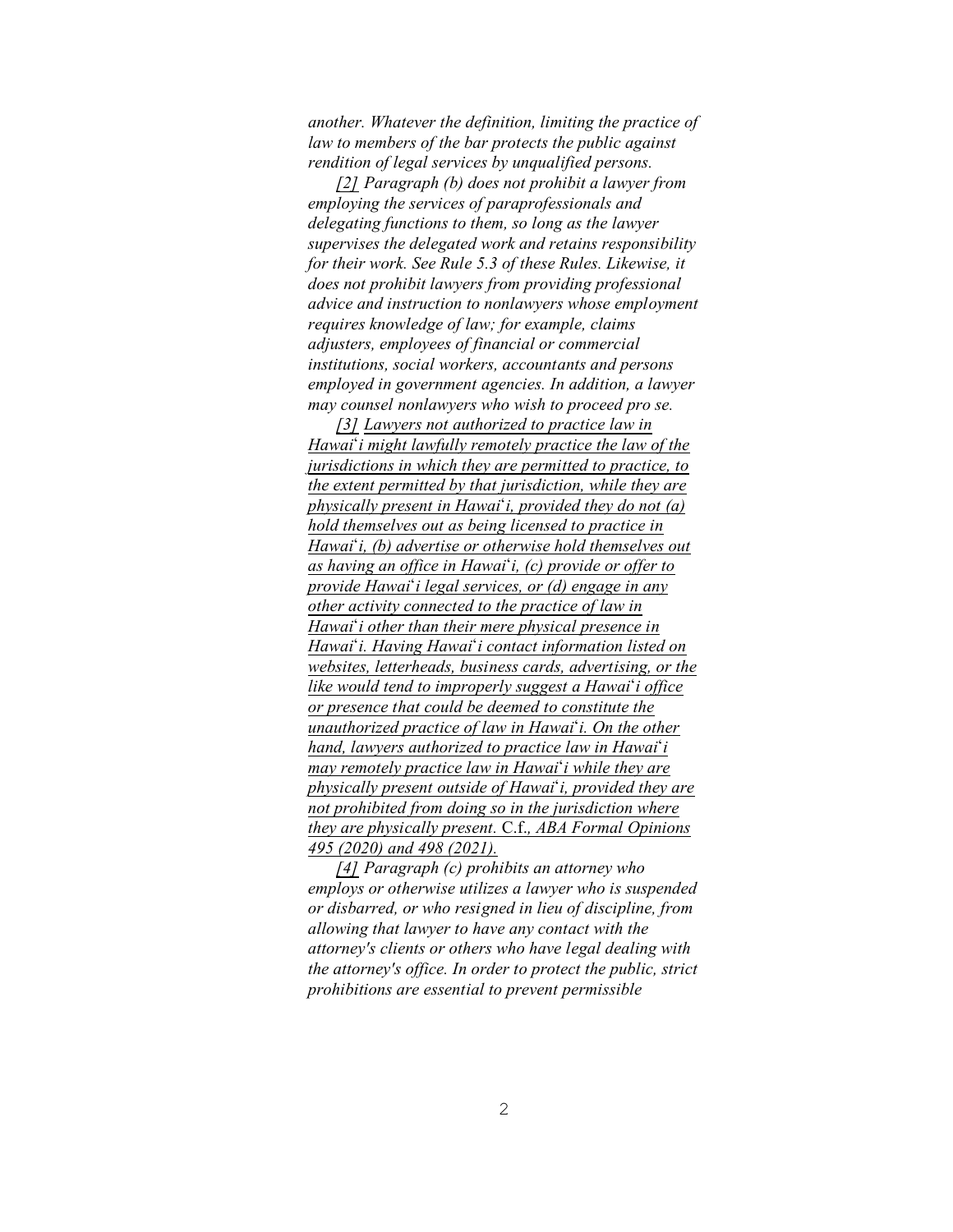*another. Whatever the definition, limiting the practice of law to members of the bar protects the public against rendition of legal services by unqualified persons.*

*[2] Paragraph (b) does not prohibit a lawyer from employing the services of paraprofessionals and delegating functions to them, so long as the lawyer supervises the delegated work and retains responsibility for their work. See Rule 5.3 of these Rules. Likewise, it does not prohibit lawyers from providing professional advice and instruction to nonlawyers whose employment requires knowledge of law; for example, claims adjusters, employees of financial or commercial institutions, social workers, accountants and persons employed in government agencies. In addition, a lawyer may counsel nonlawyers who wish to proceed pro se.*

<u>*[3] Lawyers not authorized to practice law in Hawai*ʻ*i might lawfully remotely practice the law of the jurisdictions in which they are permitted to practice, to the extent permitted by that jurisdiction, while they are physically present in Hawai*ʻ*i, provided they do not (a) hold themselves out as being licensed to practice in Hawai*ʻ*i, (b) advertise or otherwise hold themselves out as having an office in Hawai*ʻ*i, (c) provide or offer to provide Hawai*ʻ*i legal services, or (d) engage in any other activity connected to the practice of law in Hawai*ʻ*i other than their mere physical presence in Hawai*ʻ*i. Having Hawai*ʻ*i contact information listed on websites, letterheads, business cards, advertising, or the like would tend to improperly suggest a Hawai*ʻ*i office or presence that could be deemed to constitute the unauthorized practice of law in Hawai*ʻ*i. On the other hand, lawyers authorized to practice law in Hawai*ʻ*i may remotely practice law in Hawai*ʻ*i while they are physically present outside of Hawai*ʻ*i, provided they are not prohibited from doing so in the jurisdiction where they are physically present.* C.f., *ABA Formal Opinions 495 (2020) and 498 (2021).*</u>

*<u>[4]</u> Paragraph (c) prohibits an attorney who employs or otherwise utilizes a lawyer who is suspended or disbarred, or who resigned in lieu of discipline, from allowing that lawyer to have any contact with the attorney's clients or others who have legal dealing with the attorney's office. In order to protect the public, strict prohibitions are essential to prevent permissible*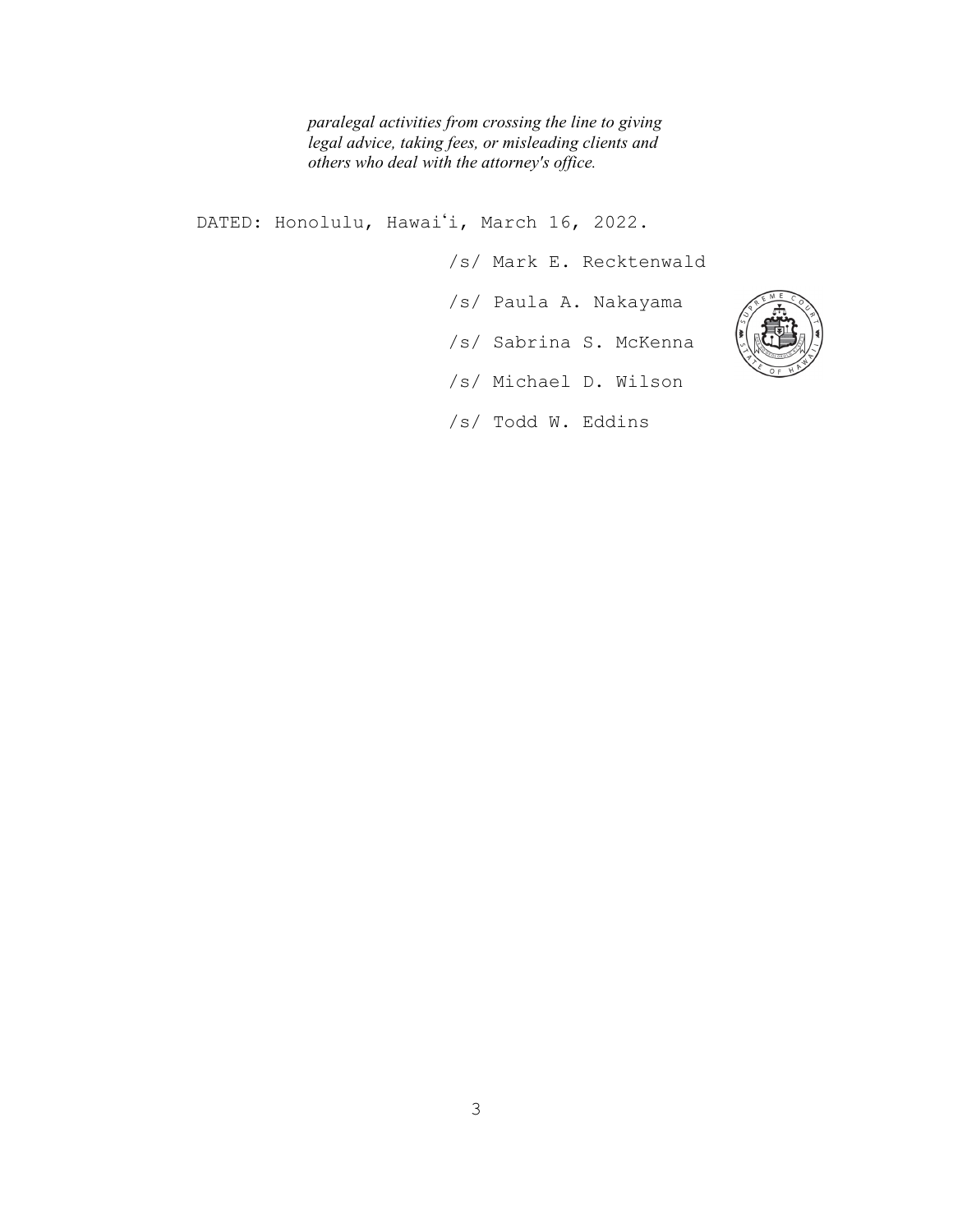*paralegal activities from crossing the line to giving legal advice, taking fees, or misleading clients and others who deal with the attorney's office.*

DATED: Honolulu, Hawaiʻi, March 16, 2022.

/s/ Mark E. Recktenwald

/s/ Paula A. Nakayama

/s/ Sabrina S. McKenna

/s/ Michael D. Wilson

/s/ Todd W. Eddins